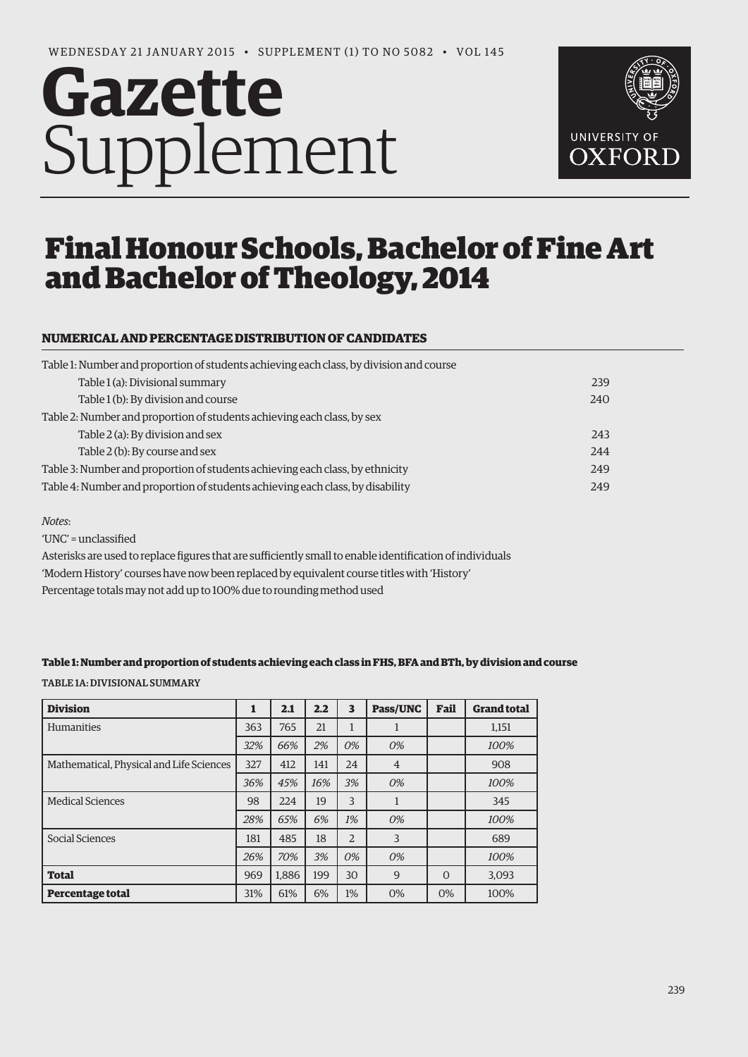WEDNESDAY 21 JANUARY 2015 • SUPPLEMENT (1) TO NO 5082 • VOL 145

# Gazette Supplement

UNIVERSITY OF OXFORD

# Final Honour Schools, Bachelor of Fine Art and Bachelor of Theology, 2014

## NUMERICAL AND PERCENTAGE DISTRIBUTION OF CANDIDATES

| | |
|---|---|
| Table 1: Number and proportion of students achieving each class, by division and course | |
| Table 1 (a): Divisional summary | 239 |
| Table 1 (b): By division and course | 240 |
| Table 2: Number and proportion of students achieving each class, by sex | |
| Table 2 (a): By division and sex | 243 |
| Table 2 (b): By course and sex | 244 |
| Table 3: Number and proportion of students achieving each class, by ethnicity | 249 |
| Table 4: Number and proportion of students achieving each class, by disability | 249 |

*Notes*:

'UNC' = unclassified

Asterisks are used to replace figures that are sufficiently small to enable identification of individuals

'Modern History' courses have now been replaced by equivalent course titles with 'History'

Percentage totals may not add up to 100% due to rounding method used

**Table 1: Number and proportion of students achieving each class in FHS, BFA and BTh, by division and course**

TABLE 1A: DIVISIONAL SUMMARY

| Division | 1 | 2.1 | 2.2 | 3 | Pass/UNC | Fail | Grand total |
|---|---|---|---|---|---|---|---|
| Humanities | 363 | 765 | 21 | 1 | 1 | | 1,151 |
| | *32%* | *66%* | *2%* | *0%* | *0%* | | *100%* |
| Mathematical, Physical and Life Sciences | 327 | 412 | 141 | 24 | 4 | | 908 |
| | *36%* | *45%* | *16%* | *3%* | *0%* | | *100%* |
| Medical Sciences | 98 | 224 | 19 | 3 | 1 | | 345 |
| | *28%* | *65%* | *6%* | *1%* | *0%* | | *100%* |
| Social Sciences | 181 | 485 | 18 | 2 | 3 | | 689 |
| | *26%* | *70%* | *3%* | *0%* | *0%* | | *100%* |
| **Total** | 969 | 1,886 | 199 | 30 | 9 | 0 | 3,093 |
| **Percentage total** | 31% | 61% | 6% | 1% | 0% | 0% | 100% |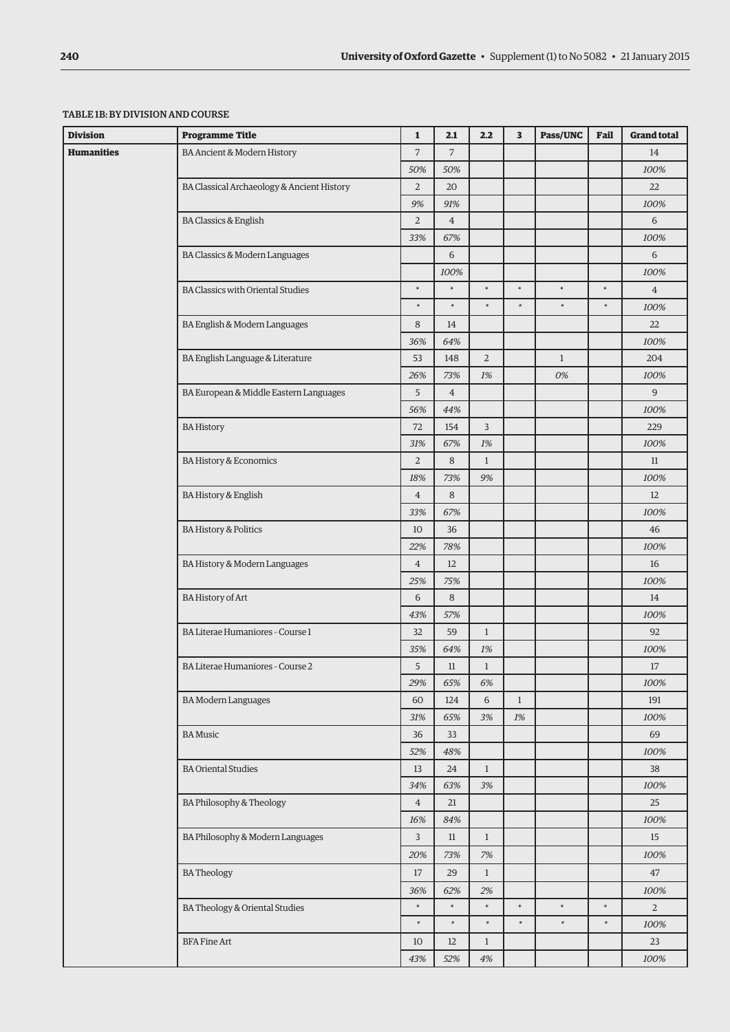TABLE 1B: BY DIVISION AND COURSE

| Division | Programme Title | 1 | 2.1 | 2.2 | 3 | Pass/UNC | Fail | Grand total |
|---|---|---|---|---|---|---|---|---|
| **Humanities** | BA Ancient & Modern History | 7 | 7 | | | | | 14 |
| | | *50%* | *50%* | | | | | *100%* |
| | BA Classical Archaeology & Ancient History | 2 | 20 | | | | | 22 |
| | | *9%* | *91%* | | | | | *100%* |
| | BA Classics & English | 2 | 4 | | | | | 6 |
| | | *33%* | *67%* | | | | | *100%* |
| | BA Classics & Modern Languages | | 6 | | | | | 6 |
| | | | *100%* | | | | | *100%* |
| | BA Classics with Oriental Studies | * | * | * | * | * | * | 4 |
| | | * | * | * | * | * | * | *100%* |
| | BA English & Modern Languages | 8 | 14 | | | | | 22 |
| | | *36%* | *64%* | | | | | *100%* |
| | BA English Language & Literature | 53 | 148 | 2 | | 1 | | 204 |
| | | *26%* | *73%* | *1%* | | *0%* | | *100%* |
| | BA European & Middle Eastern Languages | 5 | 4 | | | | | 9 |
| | | *56%* | *44%* | | | | | *100%* |
| | BA History | 72 | 154 | 3 | | | | 229 |
| | | *31%* | *67%* | *1%* | | | | *100%* |
| | BA History & Economics | 2 | 8 | 1 | | | | 11 |
| | | *18%* | *73%* | *9%* | | | | *100%* |
| | BA History & English | 4 | 8 | | | | | 12 |
| | | *33%* | *67%* | | | | | *100%* |
| | BA History & Politics | 10 | 36 | | | | | 46 |
| | | *22%* | *78%* | | | | | *100%* |
| | BA History & Modern Languages | 4 | 12 | | | | | 16 |
| | | *25%* | *75%* | | | | | *100%* |
| | BA History of Art | 6 | 8 | | | | | 14 |
| | | *43%* | *57%* | | | | | *100%* |
| | BA Literae Humaniores - Course 1 | 32 | 59 | 1 | | | | 92 |
| | | *35%* | *64%* | *1%* | | | | *100%* |
| | BA Literae Humaniores - Course 2 | 5 | 11 | 1 | | | | 17 |
| | | *29%* | *65%* | *6%* | | | | *100%* |
| | BA Modern Languages | 60 | 124 | 6 | 1 | | | 191 |
| | | *31%* | *65%* | *3%* | *1%* | | | *100%* |
| | BA Music | 36 | 33 | | | | | 69 |
| | | *52%* | *48%* | | | | | *100%* |
| | BA Oriental Studies | 13 | 24 | 1 | | | | 38 |
| | | *34%* | *63%* | *3%* | | | | *100%* |
| | BA Philosophy & Theology | 4 | 21 | | | | | 25 |
| | | *16%* | *84%* | | | | | *100%* |
| | BA Philosophy & Modern Languages | 3 | 11 | 1 | | | | 15 |
| | | *20%* | *73%* | *7%* | | | | *100%* |
| | BA Theology | 17 | 29 | 1 | | | | 47 |
| | | *36%* | *62%* | *2%* | | | | *100%* |
| | BA Theology & Oriental Studies | * | * | * | * | * | * | 2 |
| | | * | * | * | * | * | * | *100%* |
| | BFA Fine Art | 10 | 12 | 1 | | | | 23 |
| | | *43%* | *52%* | *4%* | | | | *100%* |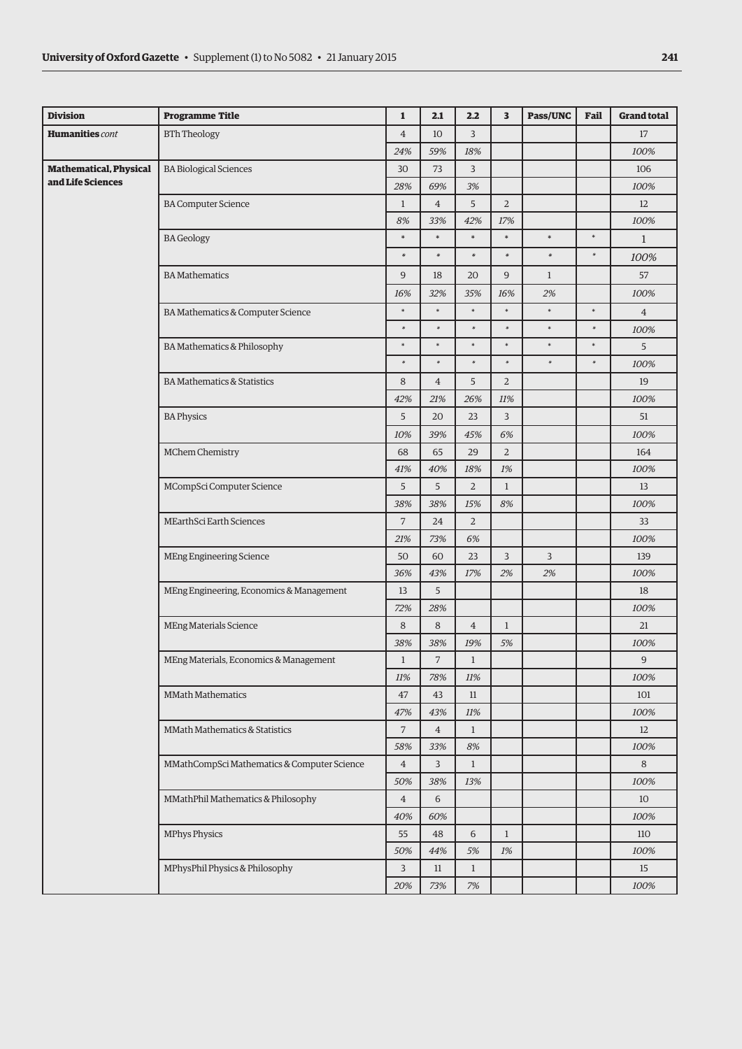| Division | Programme Title | 1 | 2.1 | 2.2 | 3 | Pass/UNC | Fail | Grand total |
|---|---|---|---|---|---|---|---|---|
| **Humanities** *cont* | BTh Theology | 4 | 10 | 3 | | | | 17 |
| | | *24%* | *59%* | *18%* | | | | *100%* |
| **Mathematical, Physical and Life Sciences** | BA Biological Sciences | 30 | 73 | 3 | | | | 106 |
| | | *28%* | *69%* | *3%* | | | | *100%* |
| | BA Computer Science | 1 | 4 | 5 | 2 | | | 12 |
| | | *8%* | *33%* | *42%* | *17%* | | | *100%* |
| | BA Geology | * | * | * | * | * | * | 1 |
| | | * | * | * | * | * | * | *100%* |
| | BA Mathematics | 9 | 18 | 20 | 9 | 1 | | 57 |
| | | *16%* | *32%* | *35%* | *16%* | *2%* | | *100%* |
| | BA Mathematics & Computer Science | * | * | * | * | * | * | 4 |
| | | * | * | * | * | * | * | *100%* |
| | BA Mathematics & Philosophy | * | * | * | * | * | * | 5 |
| | | * | * | * | * | * | * | *100%* |
| | BA Mathematics & Statistics | 8 | 4 | 5 | 2 | | | 19 |
| | | *42%* | *21%* | *26%* | *11%* | | | *100%* |
| | BA Physics | 5 | 20 | 23 | 3 | | | 51 |
| | | *10%* | *39%* | *45%* | *6%* | | | *100%* |
| | MChem Chemistry | 68 | 65 | 29 | 2 | | | 164 |
| | | *41%* | *40%* | *18%* | *1%* | | | *100%* |
| | MCompSci Computer Science | 5 | 5 | 2 | 1 | | | 13 |
| | | *38%* | *38%* | *15%* | *8%* | | | *100%* |
| | MEarthSci Earth Sciences | 7 | 24 | 2 | | | | 33 |
| | | *21%* | *73%* | *6%* | | | | *100%* |
| | MEng Engineering Science | 50 | 60 | 23 | 3 | 3 | | 139 |
| | | *36%* | *43%* | *17%* | *2%* | *2%* | | *100%* |
| | MEng Engineering, Economics & Management | 13 | 5 | | | | | 18 |
| | | *72%* | *28%* | | | | | *100%* |
| | MEng Materials Science | 8 | 8 | 4 | 1 | | | 21 |
| | | *38%* | *38%* | *19%* | *5%* | | | *100%* |
| | MEng Materials, Economics & Management | 1 | 7 | 1 | | | | 9 |
| | | *11%* | *78%* | *11%* | | | | *100%* |
| | MMath Mathematics | 47 | 43 | 11 | | | | 101 |
| | | *47%* | *43%* | *11%* | | | | *100%* |
| | MMath Mathematics & Statistics | 7 | 4 | 1 | | | | 12 |
| | | *58%* | *33%* | *8%* | | | | *100%* |
| | MMathCompSci Mathematics & Computer Science | 4 | 3 | 1 | | | | 8 |
| | | *50%* | *38%* | *13%* | | | | *100%* |
| | MMathPhil Mathematics & Philosophy | 4 | 6 | | | | | 10 |
| | | *40%* | *60%* | | | | | *100%* |
| | MPhys Physics | 55 | 48 | 6 | 1 | | | 110 |
| | | *50%* | *44%* | *5%* | *1%* | | | *100%* |
| | MPhysPhil Physics & Philosophy | 3 | 11 | 1 | | | | 15 |
| | | *20%* | *73%* | *7%* | | | | *100%* |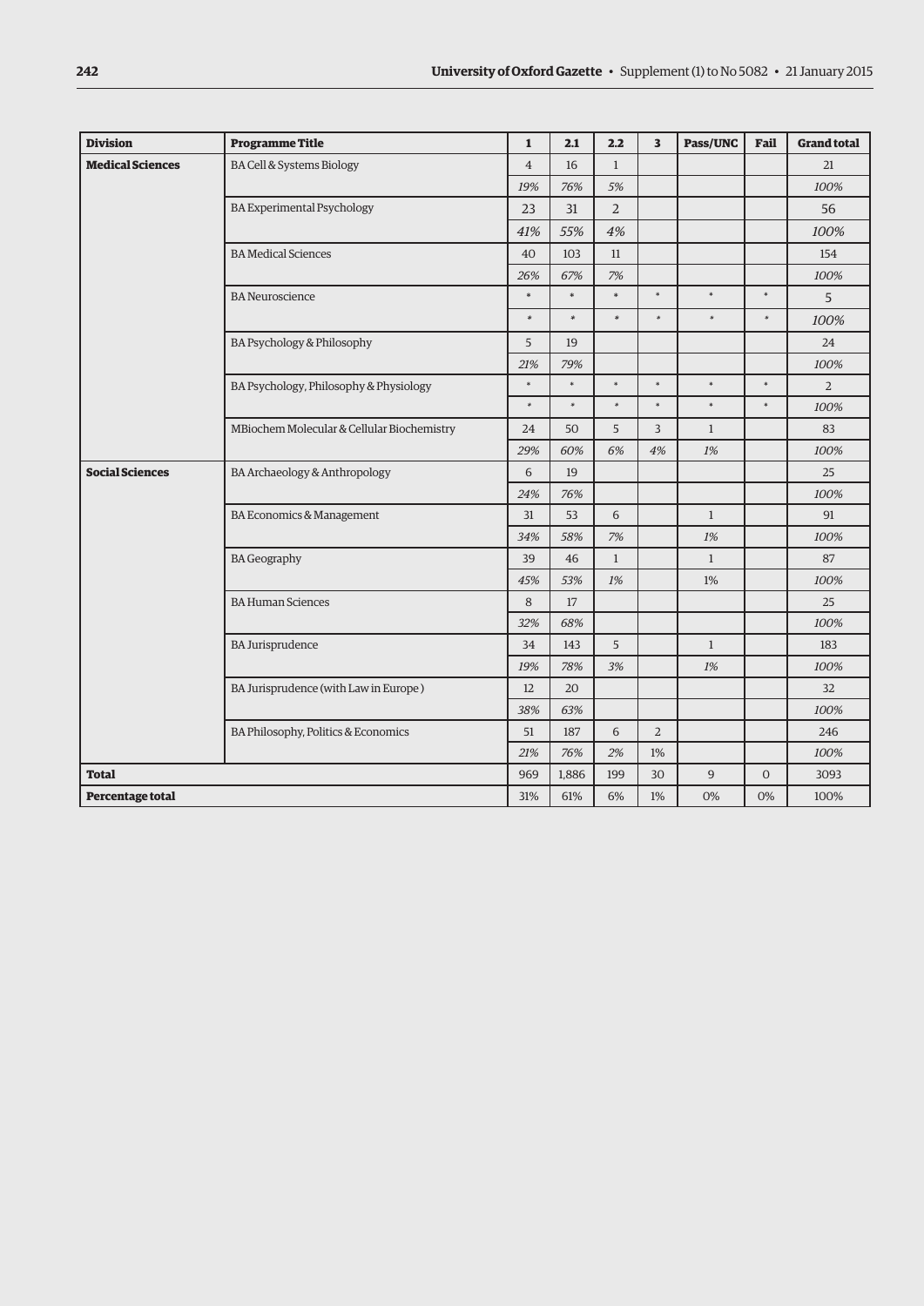| Division | Programme Title | 1 | 2.1 | 2.2 | 3 | Pass/UNC | Fail | Grand total |
|---|---|---|---|---|---|---|---|---|
| **Medical Sciences** | BA Cell & Systems Biology | 4 | 16 | 1 | | | | 21 |
| | | *19%* | *76%* | *5%* | | | | *100%* |
| | BA Experimental Psychology | 23 | 31 | 2 | | | | 56 |
| | | *41%* | *55%* | *4%* | | | | *100%* |
| | BA Medical Sciences | 40 | 103 | 11 | | | | 154 |
| | | *26%* | *67%* | *7%* | | | | *100%* |
| | BA Neuroscience | * | * | * | * | * | * | 5 |
| | | * | * | * | * | * | * | *100%* |
| | BA Psychology & Philosophy | 5 | 19 | | | | | 24 |
| | | *21%* | *79%* | | | | | *100%* |
| | BA Psychology, Philosophy & Physiology | * | * | * | * | * | * | 2 |
| | | * | * | * | * | * | * | *100%* |
| | MBiochem Molecular & Cellular Biochemistry | 24 | 50 | 5 | 3 | 1 | | 83 |
| | | *29%* | *60%* | *6%* | *4%* | *1%* | | *100%* |
| **Social Sciences** | BA Archaeology & Anthropology | 6 | 19 | | | | | 25 |
| | | *24%* | *76%* | | | | | *100%* |
| | BA Economics & Management | 31 | 53 | 6 | | 1 | | 91 |
| | | *34%* | *58%* | *7%* | | *1%* | | *100%* |
| | BA Geography | 39 | 46 | 1 | | 1 | | 87 |
| | | *45%* | *53%* | *1%* | | 1% | | *100%* |
| | BA Human Sciences | 8 | 17 | | | | | 25 |
| | | *32%* | *68%* | | | | | *100%* |
| | BA Jurisprudence | 34 | 143 | 5 | | 1 | | 183 |
| | | *19%* | *78%* | *3%* | | *1%* | | *100%* |
| | BA Jurisprudence (with Law in Europe ) | 12 | 20 | | | | | 32 |
| | | *38%* | *63%* | | | | | *100%* |
| | BA Philosophy, Politics & Economics | 51 | 187 | 6 | 2 | | | 246 |
| | | *21%* | *76%* | *2%* | 1% | | | *100%* |
| **Total** | | 969 | 1,886 | 199 | 30 | 9 | 0 | 3093 |
| **Percentage total** | | 31% | 61% | 6% | 1% | 0% | 0% | 100% |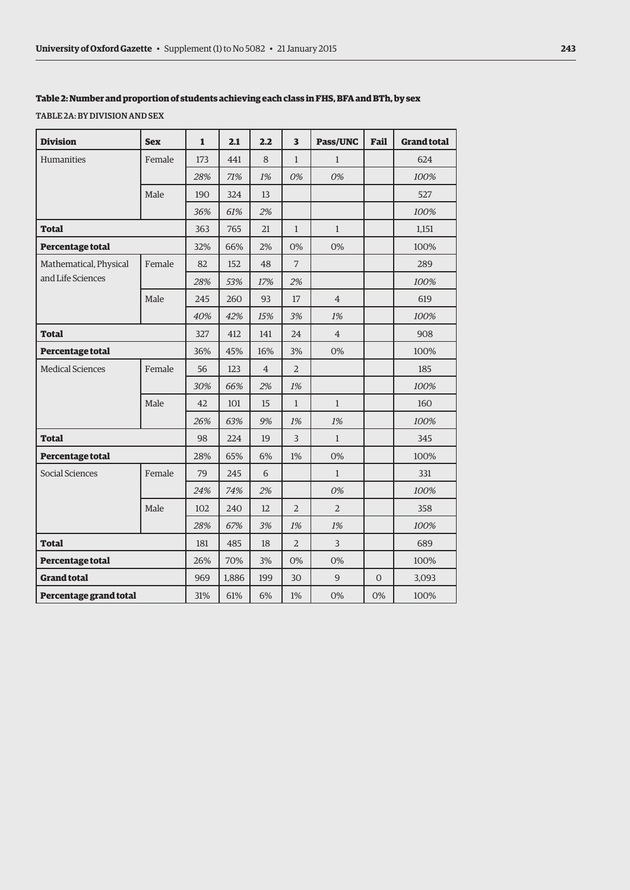**Table 2: Number and proportion of students achieving each class in FHS, BFA and BTh, by sex**

TABLE 2A: BY DIVISION AND SEX

| Division | Sex | 1 | 2.1 | 2.2 | 3 | Pass/UNC | Fail | Grand total |
|---|---|---|---|---|---|---|---|---|
| Humanities | Female | 173 | 441 | 8 | 1 | 1 | | 624 |
| | | *28%* | *71%* | *1%* | *0%* | *0%* | | *100%* |
| | Male | 190 | 324 | 13 | | | | 527 |
| | | *36%* | *61%* | *2%* | | | | *100%* |
| **Total** | | 363 | 765 | 21 | 1 | 1 | | 1,151 |
| **Percentage total** | | 32% | 66% | 2% | 0% | 0% | | 100% |
| Mathematical, Physical and Life Sciences | Female | 82 | 152 | 48 | 7 | | | 289 |
| | | *28%* | *53%* | *17%* | *2%* | | | *100%* |
| | Male | 245 | 260 | 93 | 17 | 4 | | 619 |
| | | *40%* | *42%* | *15%* | *3%* | *1%* | | *100%* |
| **Total** | | 327 | 412 | 141 | 24 | 4 | | 908 |
| **Percentage total** | | 36% | 45% | 16% | 3% | 0% | | 100% |
| Medical Sciences | Female | 56 | 123 | 4 | 2 | | | 185 |
| | | *30%* | *66%* | *2%* | *1%* | | | *100%* |
| | Male | 42 | 101 | 15 | 1 | 1 | | 160 |
| | | *26%* | *63%* | *9%* | *1%* | *1%* | | *100%* |
| **Total** | | 98 | 224 | 19 | 3 | 1 | | 345 |
| **Percentage total** | | 28% | 65% | 6% | 1% | 0% | | 100% |
| Social Sciences | Female | 79 | 245 | 6 | | 1 | | 331 |
| | | *24%* | *74%* | *2%* | | *0%* | | *100%* |
| | Male | 102 | 240 | 12 | 2 | 2 | | 358 |
| | | *28%* | *67%* | *3%* | *1%* | *1%* | | *100%* |
| **Total** | | 181 | 485 | 18 | 2 | 3 | | 689 |
| **Percentage total** | | 26% | 70% | 3% | 0% | 0% | | 100% |
| **Grand total** | | 969 | 1,886 | 199 | 30 | 9 | 0 | 3,093 |
| **Percentage grand total** | | 31% | 61% | 6% | 1% | 0% | 0% | 100% |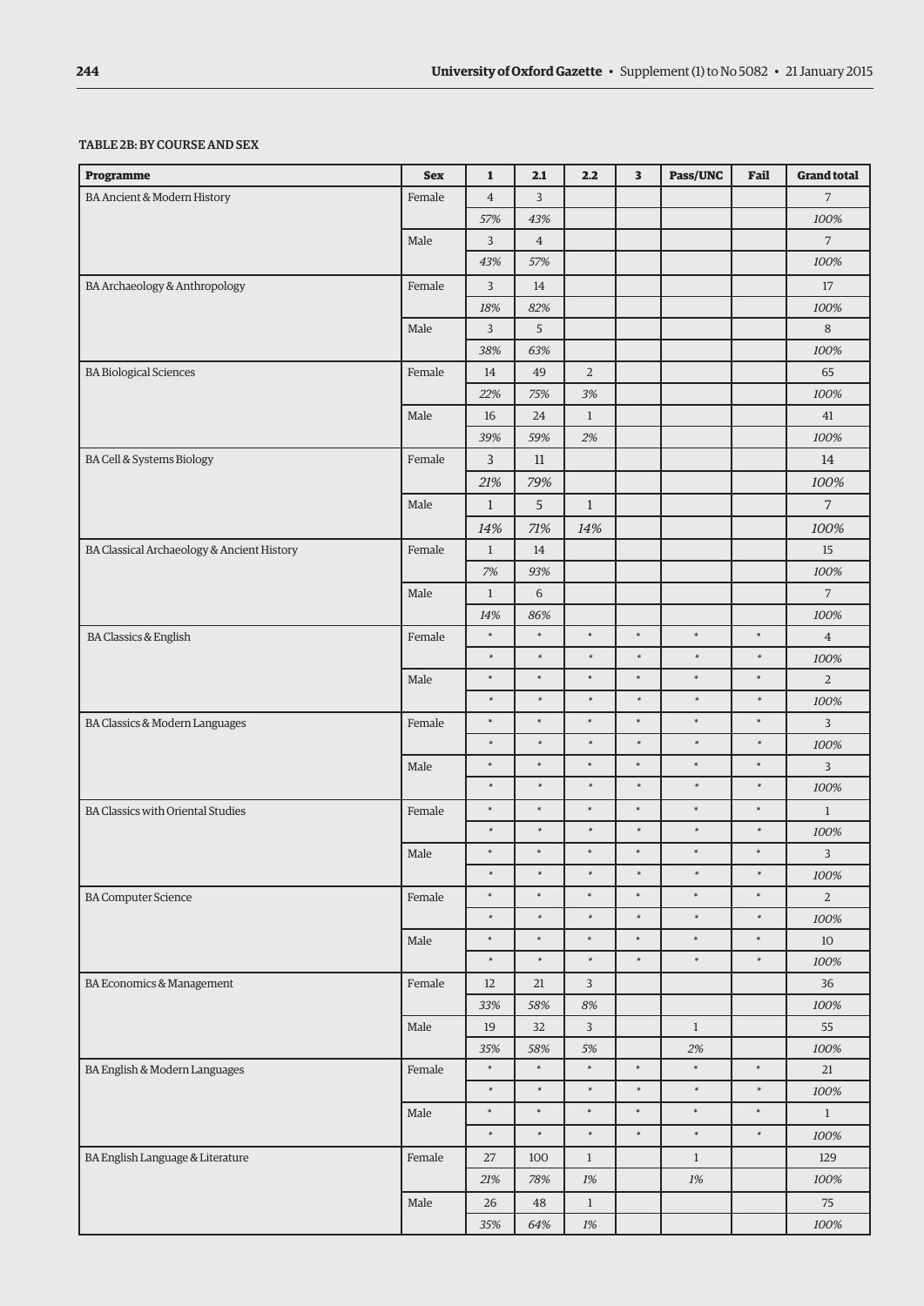**TABLE 2B: BY COURSE AND SEX**

| Programme | Sex | 1 | 2.1 | 2.2 | 3 | Pass/UNC | Fail | Grand total |
|---|---|---|---|---|---|---|---|---|
| BA Ancient & Modern History | Female | 4 | 3 | | | | | 7 |
| | | *57%* | *43%* | | | | | *100%* |
| | Male | 3 | 4 | | | | | 7 |
| | | *43%* | *57%* | | | | | *100%* |
| BA Archaeology & Anthropology | Female | 3 | 14 | | | | | 17 |
| | | *18%* | *82%* | | | | | *100%* |
| | Male | 3 | 5 | | | | | 8 |
| | | *38%* | *63%* | | | | | *100%* |
| BA Biological Sciences | Female | 14 | 49 | 2 | | | | 65 |
| | | *22%* | *75%* | *3%* | | | | *100%* |
| | Male | 16 | 24 | 1 | | | | 41 |
| | | *39%* | *59%* | *2%* | | | | *100%* |
| BA Cell & Systems Biology | Female | 3 | 11 | | | | | 14 |
| | | *21%* | *79%* | | | | | *100%* |
| | Male | 1 | 5 | 1 | | | | 7 |
| | | *14%* | *71%* | *14%* | | | | *100%* |
| BA Classical Archaeology & Ancient History | Female | 1 | 14 | | | | | 15 |
| | | *7%* | *93%* | | | | | *100%* |
| | Male | 1 | 6 | | | | | 7 |
| | | *14%* | *86%* | | | | | *100%* |
| BA Classics & English | Female | * | * | * | * | * | * | 4 |
| | | * | * | * | * | * | * | *100%* |
| | Male | * | * | * | * | * | * | 2 |
| | | * | * | * | * | * | * | *100%* |
| BA Classics & Modern Languages | Female | * | * | * | * | * | * | 3 |
| | | * | * | * | * | * | * | *100%* |
| | Male | * | * | * | * | * | * | 3 |
| | | * | * | * | * | * | * | *100%* |
| BA Classics with Oriental Studies | Female | * | * | * | * | * | * | 1 |
| | | * | * | * | * | * | * | *100%* |
| | Male | * | * | * | * | * | * | 3 |
| | | * | * | * | * | * | * | *100%* |
| BA Computer Science | Female | * | * | * | * | * | * | 2 |
| | | * | * | * | * | * | * | *100%* |
| | Male | * | * | * | * | * | * | 10 |
| | | * | * | * | * | * | * | *100%* |
| BA Economics & Management | Female | 12 | 21 | 3 | | | | 36 |
| | | *33%* | *58%* | *8%* | | | | *100%* |
| | Male | 19 | 32 | 3 | | 1 | | 55 |
| | | *35%* | *58%* | *5%* | | *2%* | | *100%* |
| BA English & Modern Languages | Female | * | * | * | * | * | * | 21 |
| | | * | * | * | * | * | * | *100%* |
| | Male | * | * | * | * | * | * | 1 |
| | | * | * | * | * | * | * | *100%* |
| BA English Language & Literature | Female | 27 | 100 | 1 | | 1 | | 129 |
| | | *21%* | *78%* | *1%* | | *1%* | | *100%* |
| | Male | 26 | 48 | 1 | | | | 75 |
| | | *35%* | *64%* | *1%* | | | | *100%* |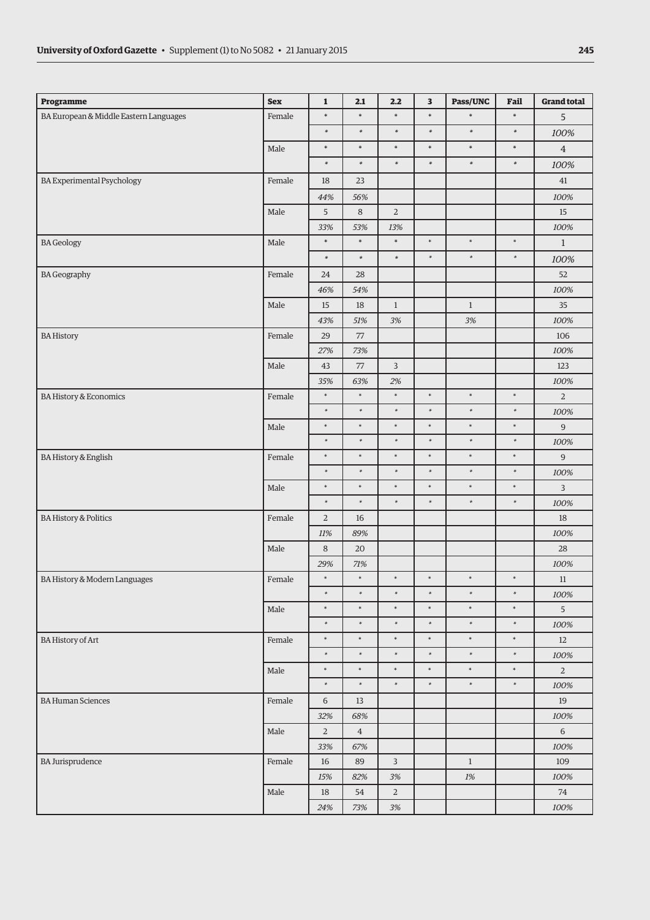| Programme | Sex | 1 | 2.1 | 2.2 | 3 | Pass/UNC | Fail | Grand total |
|---|---|---|---|---|---|---|---|---|
| BA European & Middle Eastern Languages | Female | * | * | * | * | * | * | 5 |
| | | * | * | * | * | * | * | 100% |
| | Male | * | * | * | * | * | * | 4 |
| | | * | * | * | * | * | * | 100% |
| BA Experimental Psychology | Female | 18 | 23 | | | | | 41 |
| | | 44% | 56% | | | | | 100% |
| | Male | 5 | 8 | 2 | | | | 15 |
| | | 33% | 53% | 13% | | | | 100% |
| BA Geology | Male | * | * | * | * | * | * | 1 |
| | | * | * | * | * | * | * | 100% |
| BA Geography | Female | 24 | 28 | | | | | 52 |
| | | 46% | 54% | | | | | 100% |
| | Male | 15 | 18 | 1 | | 1 | | 35 |
| | | 43% | 51% | 3% | | 3% | | 100% |
| BA History | Female | 29 | 77 | | | | | 106 |
| | | 27% | 73% | | | | | 100% |
| | Male | 43 | 77 | 3 | | | | 123 |
| | | 35% | 63% | 2% | | | | 100% |
| BA History & Economics | Female | * | * | * | * | * | * | 2 |
| | | * | * | * | * | * | * | 100% |
| | Male | * | * | * | * | * | * | 9 |
| | | * | * | * | * | * | * | 100% |
| BA History & English | Female | * | * | * | * | * | * | 9 |
| | | * | * | * | * | * | * | 100% |
| | Male | * | * | * | * | * | * | 3 |
| | | * | * | * | * | * | * | 100% |
| BA History & Politics | Female | 2 | 16 | | | | | 18 |
| | | 11% | 89% | | | | | 100% |
| | Male | 8 | 20 | | | | | 28 |
| | | 29% | 71% | | | | | 100% |
| BA History & Modern Languages | Female | * | * | * | * | * | * | 11 |
| | | * | * | * | * | * | * | 100% |
| | Male | * | * | * | * | * | * | 5 |
| | | * | * | * | * | * | * | 100% |
| BA History of Art | Female | * | * | * | * | * | * | 12 |
| | | * | * | * | * | * | * | 100% |
| | Male | * | * | * | * | * | * | 2 |
| | | * | * | * | * | * | * | 100% |
| BA Human Sciences | Female | 6 | 13 | | | | | 19 |
| | | 32% | 68% | | | | | 100% |
| | Male | 2 | 4 | | | | | 6 |
| | | 33% | 67% | | | | | 100% |
| BA Jurisprudence | Female | 16 | 89 | 3 | | 1 | | 109 |
| | | 15% | 82% | 3% | | 1% | | 100% |
| | Male | 18 | 54 | 2 | | | | 74 |
| | | 24% | 73% | 3% | | | | 100% |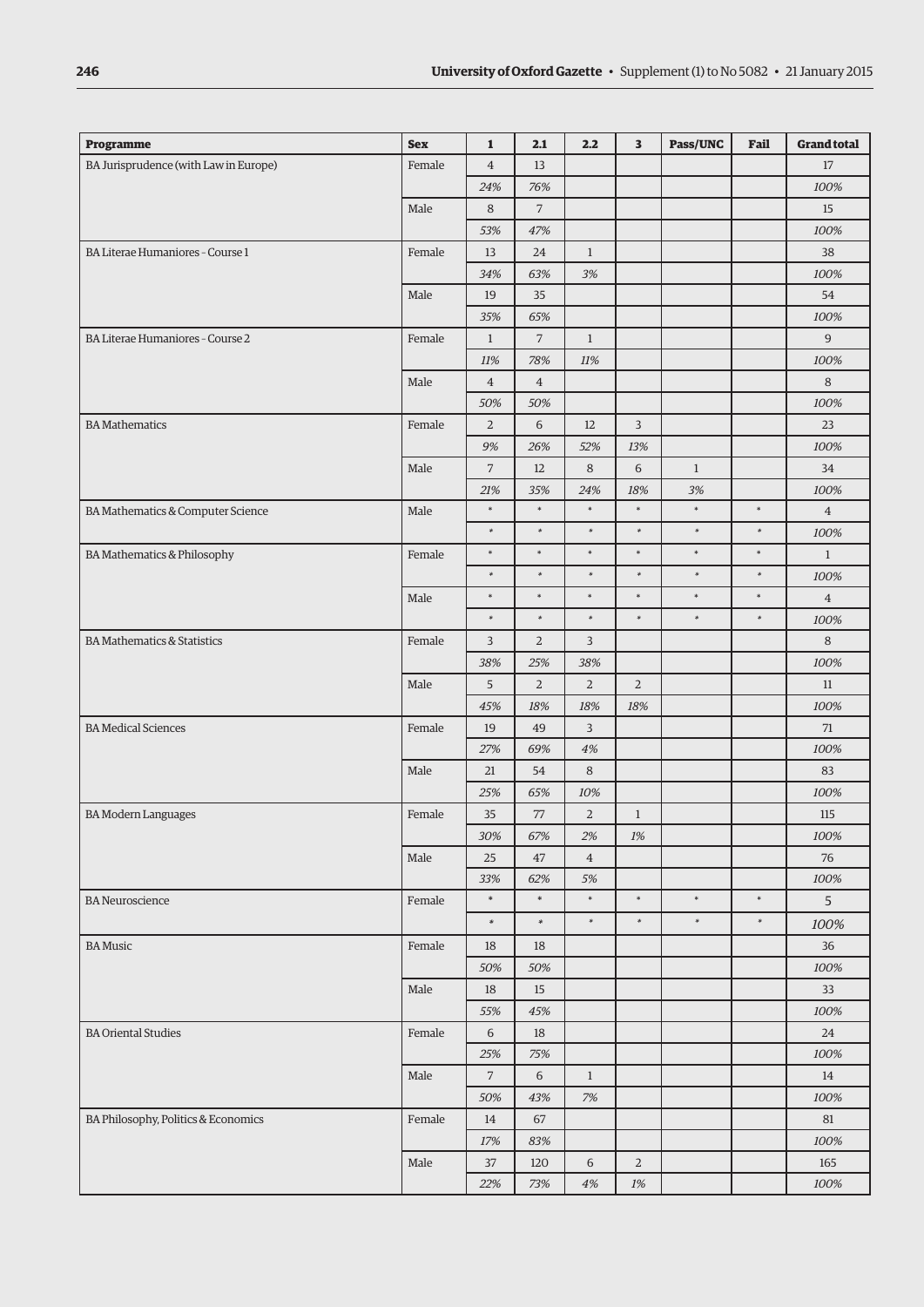| Programme | Sex | 1 | 2.1 | 2.2 | 3 | Pass/UNC | Fail | Grand total |
|---|---|---|---|---|---|---|---|---|
| BA Jurisprudence (with Law in Europe) | Female | 4 | 13 | | | | | 17 |
| | | *24%* | *76%* | | | | | *100%* |
| | Male | 8 | 7 | | | | | 15 |
| | | *53%* | *47%* | | | | | *100%* |
| BA Literae Humaniores - Course 1 | Female | 13 | 24 | 1 | | | | 38 |
| | | *34%* | *63%* | *3%* | | | | *100%* |
| | Male | 19 | 35 | | | | | 54 |
| | | *35%* | *65%* | | | | | *100%* |
| BA Literae Humaniores - Course 2 | Female | 1 | 7 | 1 | | | | 9 |
| | | *11%* | *78%* | *11%* | | | | *100%* |
| | Male | 4 | 4 | | | | | 8 |
| | | *50%* | *50%* | | | | | *100%* |
| BA Mathematics | Female | 2 | 6 | 12 | 3 | | | 23 |
| | | *9%* | *26%* | *52%* | *13%* | | | *100%* |
| | Male | 7 | 12 | 8 | 6 | 1 | | 34 |
| | | *21%* | *35%* | *24%* | *18%* | *3%* | | *100%* |
| BA Mathematics & Computer Science | Male | * | * | * | * | * | * | 4 |
| | | * | * | * | * | * | * | *100%* |
| BA Mathematics & Philosophy | Female | * | * | * | * | * | * | 1 |
| | | * | * | * | * | * | * | *100%* |
| | Male | * | * | * | * | * | * | 4 |
| | | * | * | * | * | * | * | *100%* |
| BA Mathematics & Statistics | Female | 3 | 2 | 3 | | | | 8 |
| | | *38%* | *25%* | *38%* | | | | *100%* |
| | Male | 5 | 2 | 2 | 2 | | | 11 |
| | | *45%* | *18%* | *18%* | *18%* | | | *100%* |
| BA Medical Sciences | Female | 19 | 49 | 3 | | | | 71 |
| | | *27%* | *69%* | *4%* | | | | *100%* |
| | Male | 21 | 54 | 8 | | | | 83 |
| | | *25%* | *65%* | *10%* | | | | *100%* |
| BA Modern Languages | Female | 35 | 77 | 2 | 1 | | | 115 |
| | | *30%* | *67%* | *2%* | *1%* | | | *100%* |
| | Male | 25 | 47 | 4 | | | | 76 |
| | | *33%* | *62%* | *5%* | | | | *100%* |
| BA Neuroscience | Female | * | * | * | * | * | * | 5 |
| | | * | * | * | * | * | * | *100%* |
| BA Music | Female | 18 | 18 | | | | | 36 |
| | | *50%* | *50%* | | | | | *100%* |
| | Male | 18 | 15 | | | | | 33 |
| | | *55%* | *45%* | | | | | *100%* |
| BA Oriental Studies | Female | 6 | 18 | | | | | 24 |
| | | *25%* | *75%* | | | | | *100%* |
| | Male | 7 | 6 | 1 | | | | 14 |
| | | *50%* | *43%* | *7%* | | | | *100%* |
| BA Philosophy, Politics & Economics | Female | 14 | 67 | | | | | 81 |
| | | *17%* | *83%* | | | | | *100%* |
| | Male | 37 | 120 | 6 | 2 | | | 165 |
| | | *22%* | *73%* | *4%* | *1%* | | | *100%* |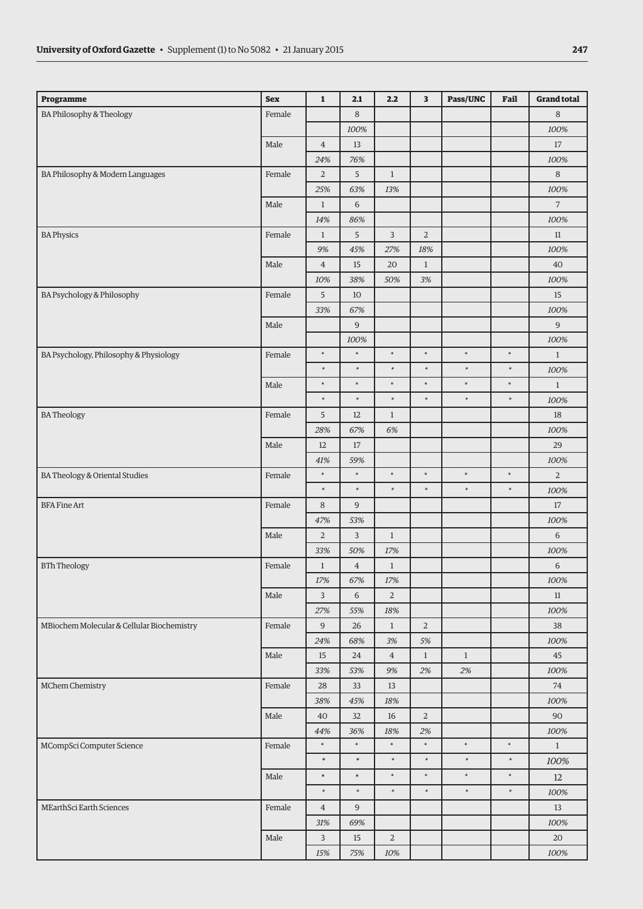| Programme | Sex | 1 | 2.1 | 2.2 | 3 | Pass/UNC | Fail | Grand total |
|---|---|---|---|---|---|---|---|---|
| BA Philosophy & Theology | Female | | 8 | | | | | 8 |
| | | | 100% | | | | | 100% |
| | Male | 4 | 13 | | | | | 17 |
| | | 24% | 76% | | | | | 100% |
| BA Philosophy & Modern Languages | Female | 2 | 5 | 1 | | | | 8 |
| | | 25% | 63% | 13% | | | | 100% |
| | Male | 1 | 6 | | | | | 7 |
| | | 14% | 86% | | | | | 100% |
| BA Physics | Female | 1 | 5 | 3 | 2 | | | 11 |
| | | 9% | 45% | 27% | 18% | | | 100% |
| | Male | 4 | 15 | 20 | 1 | | | 40 |
| | | 10% | 38% | 50% | 3% | | | 100% |
| BA Psychology & Philosophy | Female | 5 | 10 | | | | | 15 |
| | | 33% | 67% | | | | | 100% |
| | Male | | 9 | | | | | 9 |
| | | | 100% | | | | | 100% |
| BA Psychology, Philosophy & Physiology | Female | * | * | * | * | * | * | 1 |
| | | * | * | * | * | * | * | 100% |
| | Male | * | * | * | * | * | * | 1 |
| | | * | * | * | * | * | * | 100% |
| BA Theology | Female | 5 | 12 | 1 | | | | 18 |
| | | 28% | 67% | 6% | | | | 100% |
| | Male | 12 | 17 | | | | | 29 |
| | | 41% | 59% | | | | | 100% |
| BA Theology & Oriental Studies | Female | * | * | * | * | * | * | 2 |
| | | * | * | * | * | * | * | 100% |
| BFA Fine Art | Female | 8 | 9 | | | | | 17 |
| | | 47% | 53% | | | | | 100% |
| | Male | 2 | 3 | 1 | | | | 6 |
| | | 33% | 50% | 17% | | | | 100% |
| BTh Theology | Female | 1 | 4 | 1 | | | | 6 |
| | | 17% | 67% | 17% | | | | 100% |
| | Male | 3 | 6 | 2 | | | | 11 |
| | | 27% | 55% | 18% | | | | 100% |
| MBiochem Molecular & Cellular Biochemistry | Female | 9 | 26 | 1 | 2 | | | 38 |
| | | 24% | 68% | 3% | 5% | | | 100% |
| | Male | 15 | 24 | 4 | 1 | 1 | | 45 |
| | | 33% | 53% | 9% | 2% | 2% | | 100% |
| MChem Chemistry | Female | 28 | 33 | 13 | | | | 74 |
| | | 38% | 45% | 18% | | | | 100% |
| | Male | 40 | 32 | 16 | 2 | | | 90 |
| | | 44% | 36% | 18% | 2% | | | 100% |
| MCompSci Computer Science | Female | * | * | * | * | * | * | 1 |
| | | * | * | * | * | * | * | 100% |
| | Male | * | * | * | * | * | * | 12 |
| | | * | * | * | * | * | * | 100% |
| MEarthSci Earth Sciences | Female | 4 | 9 | | | | | 13 |
| | | 31% | 69% | | | | | 100% |
| | Male | 3 | 15 | 2 | | | | 20 |
| | | 15% | 75% | 10% | | | | 100% |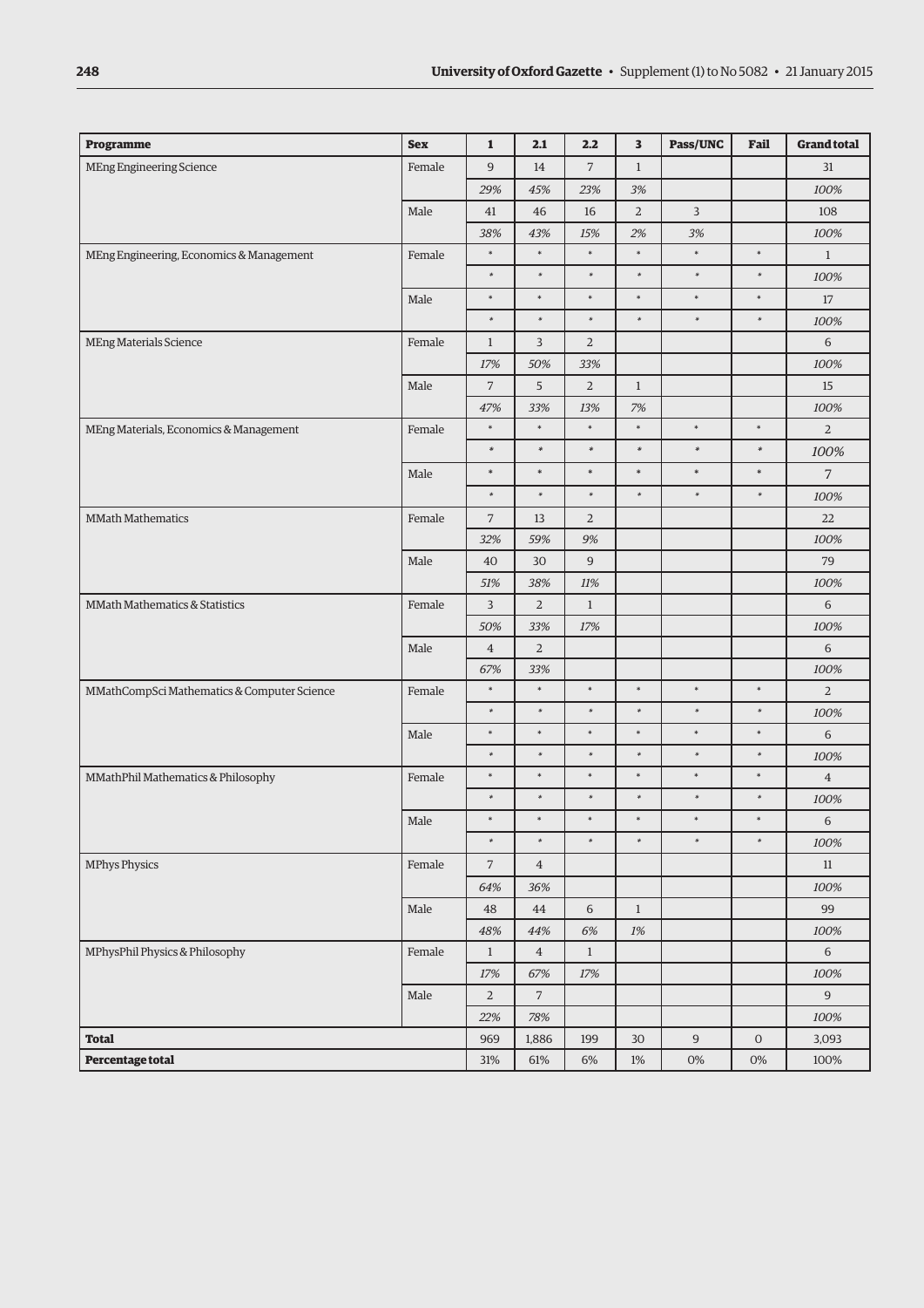| Programme | Sex | 1 | 2.1 | 2.2 | 3 | Pass/UNC | Fail | Grand total |
|---|---|---|---|---|---|---|---|---|
| MEng Engineering Science | Female | 9 | 14 | 7 | 1 | | | 31 |
| | | *29%* | *45%* | *23%* | *3%* | | | *100%* |
| | Male | 41 | 46 | 16 | 2 | 3 | | 108 |
| | | *38%* | *43%* | *15%* | *2%* | *3%* | | *100%* |
| MEng Engineering, Economics & Management | Female | * | * | * | * | * | * | 1 |
| | | * | * | * | * | * | * | *100%* |
| | Male | * | * | * | * | * | * | 17 |
| | | * | * | * | * | * | * | *100%* |
| MEng Materials Science | Female | 1 | 3 | 2 | | | | 6 |
| | | *17%* | *50%* | *33%* | | | | *100%* |
| | Male | 7 | 5 | 2 | 1 | | | 15 |
| | | *47%* | *33%* | *13%* | *7%* | | | *100%* |
| MEng Materials, Economics & Management | Female | * | * | * | * | * | * | 2 |
| | | * | * | * | * | * | * | *100%* |
| | Male | * | * | * | * | * | * | 7 |
| | | * | * | * | * | * | * | *100%* |
| MMath Mathematics | Female | 7 | 13 | 2 | | | | 22 |
| | | *32%* | *59%* | *9%* | | | | *100%* |
| | Male | 40 | 30 | 9 | | | | 79 |
| | | *51%* | *38%* | *11%* | | | | *100%* |
| MMath Mathematics & Statistics | Female | 3 | 2 | 1 | | | | 6 |
| | | *50%* | *33%* | *17%* | | | | *100%* |
| | Male | 4 | 2 | | | | | 6 |
| | | *67%* | *33%* | | | | | *100%* |
| MMathCompSci Mathematics & Computer Science | Female | * | * | * | * | * | * | 2 |
| | | * | * | * | * | * | * | *100%* |
| | Male | * | * | * | * | * | * | 6 |
| | | * | * | * | * | * | * | *100%* |
| MMathPhil Mathematics & Philosophy | Female | * | * | * | * | * | * | 4 |
| | | * | * | * | * | * | * | *100%* |
| | Male | * | * | * | * | * | * | 6 |
| | | * | * | * | * | * | * | *100%* |
| MPhys Physics | Female | 7 | 4 | | | | | 11 |
| | | *64%* | *36%* | | | | | *100%* |
| | Male | 48 | 44 | 6 | 1 | | | 99 |
| | | *48%* | *44%* | *6%* | *1%* | | | *100%* |
| MPhysPhil Physics & Philosophy | Female | 1 | 4 | 1 | | | | 6 |
| | | *17%* | *67%* | *17%* | | | | *100%* |
| | Male | 2 | 7 | | | | | 9 |
| | | *22%* | *78%* | | | | | *100%* |
| **Total** | | 969 | 1,886 | 199 | 30 | 9 | 0 | 3,093 |
| **Percentage total** | | 31% | 61% | 6% | 1% | 0% | 0% | 100% |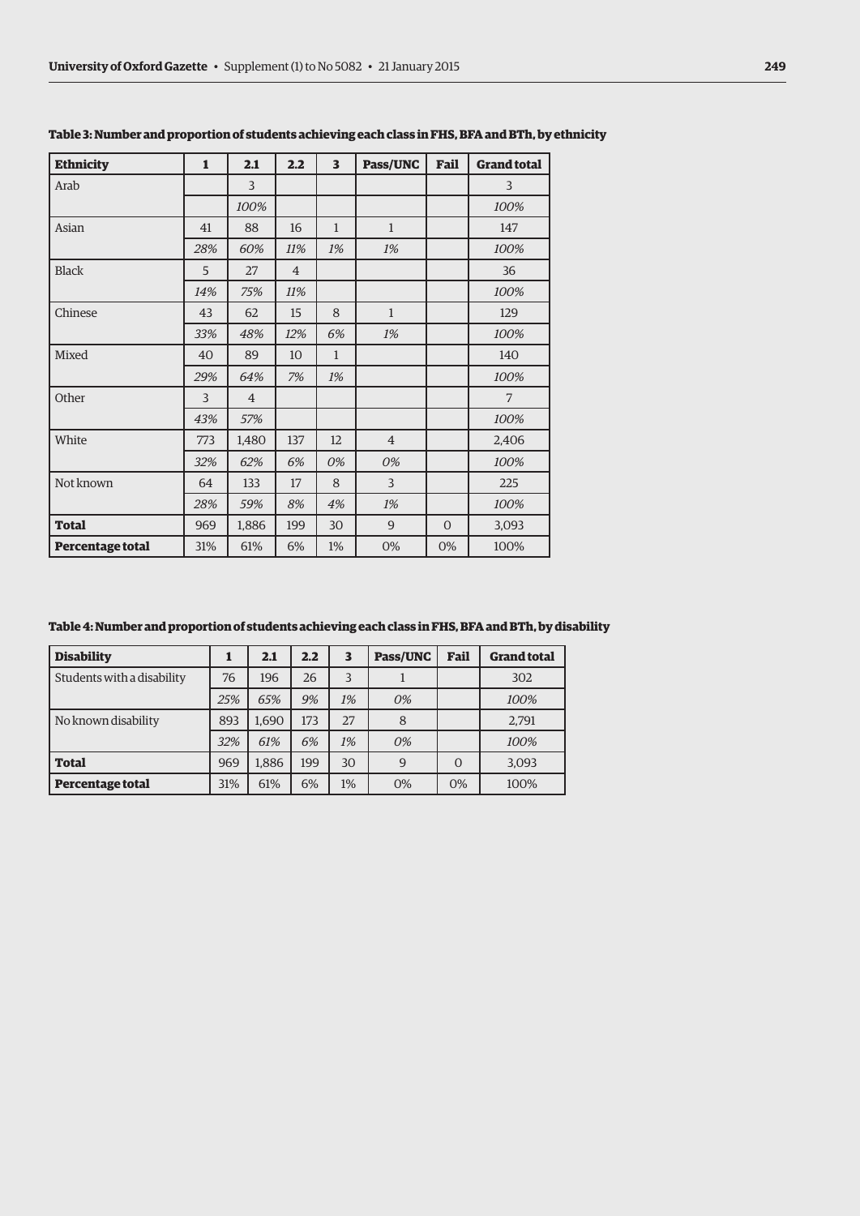**Table 3: Number and proportion of students achieving each class in FHS, BFA and BTh, by ethnicity**

| Ethnicity | 1 | 2.1 | 2.2 | 3 | Pass/UNC | Fail | Grand total |
|---|---|---|---|---|---|---|---|
| Arab | | 3 | | | | | 3 |
| | | *100%* | | | | | *100%* |
| Asian | 41 | 88 | 16 | 1 | 1 | | 147 |
| | *28%* | *60%* | *11%* | *1%* | *1%* | | *100%* |
| Black | 5 | 27 | 4 | | | | 36 |
| | *14%* | *75%* | *11%* | | | | *100%* |
| Chinese | 43 | 62 | 15 | 8 | 1 | | 129 |
| | *33%* | *48%* | *12%* | *6%* | *1%* | | *100%* |
| Mixed | 40 | 89 | 10 | 1 | | | 140 |
| | *29%* | *64%* | *7%* | *1%* | | | *100%* |
| Other | 3 | 4 | | | | | 7 |
| | *43%* | *57%* | | | | | *100%* |
| White | 773 | 1,480 | 137 | 12 | 4 | | 2,406 |
| | *32%* | *62%* | *6%* | *0%* | *0%* | | *100%* |
| Not known | 64 | 133 | 17 | 8 | 3 | | 225 |
| | *28%* | *59%* | *8%* | *4%* | *1%* | | *100%* |
| **Total** | 969 | 1,886 | 199 | 30 | 9 | 0 | 3,093 |
| **Percentage total** | 31% | 61% | 6% | 1% | 0% | 0% | 100% |

**Table 4: Number and proportion of students achieving each class in FHS, BFA and BTh, by disability**

| Disability | 1 | 2.1 | 2.2 | 3 | Pass/UNC | Fail | Grand total |
|---|---|---|---|---|---|---|---|
| Students with a disability | 76 | 196 | 26 | 3 | 1 | | 302 |
| | *25%* | *65%* | *9%* | *1%* | *0%* | | *100%* |
| No known disability | 893 | 1,690 | 173 | 27 | 8 | | 2,791 |
| | *32%* | *61%* | *6%* | *1%* | *0%* | | *100%* |
| **Total** | 969 | 1,886 | 199 | 30 | 9 | 0 | 3,093 |
| **Percentage total** | 31% | 61% | 6% | 1% | 0% | 0% | 100% |